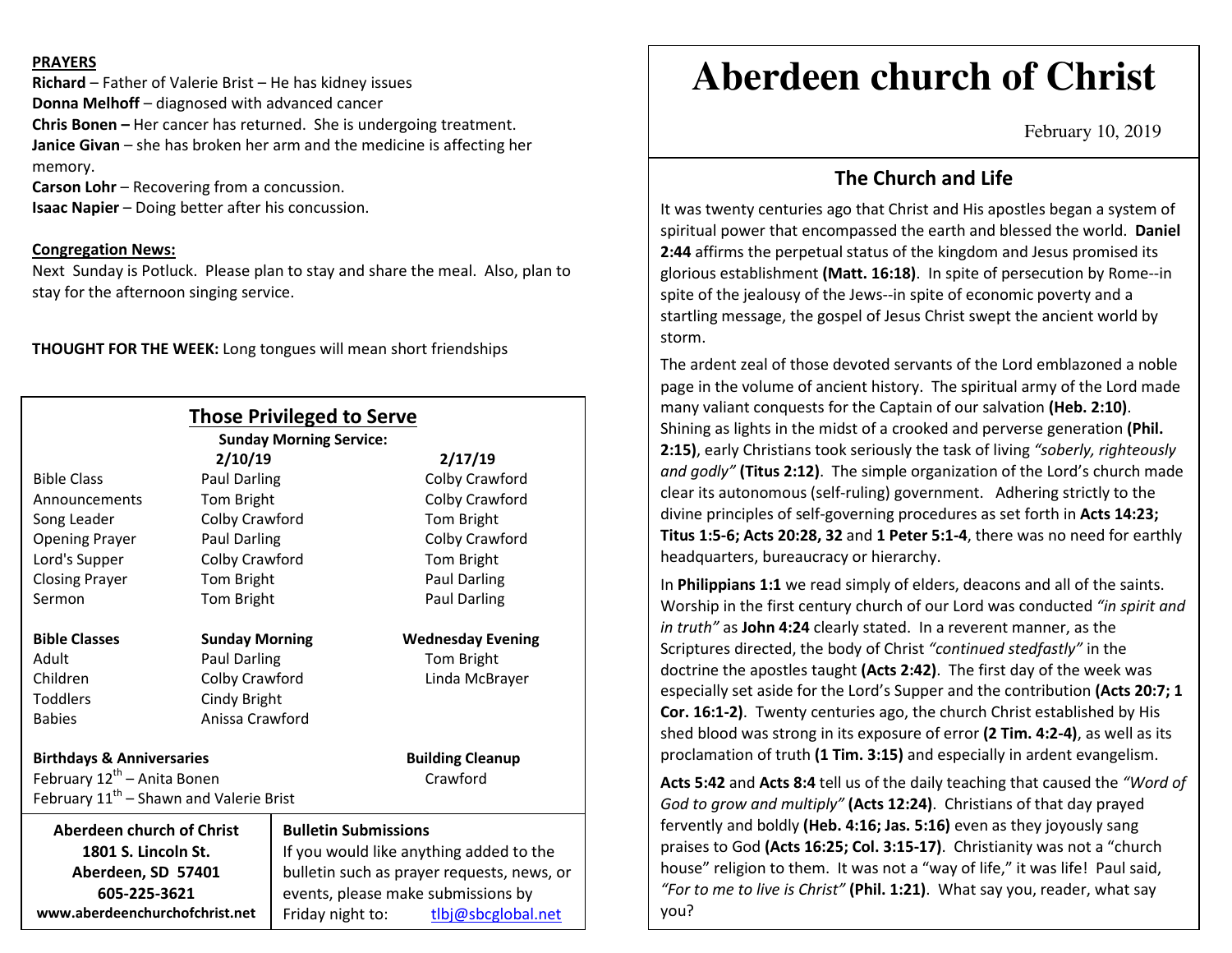**PRAYERS**

**Richard** – Father of Valerie Brist – He has kidney issues
**Donna Melhoff** – diagnosed with advanced cancer
**Chris Bonen –** Her cancer has returned. She is undergoing treatment.
**Janice Givan** – she has broken her arm and the medicine is affecting her memory.
**Carson Lohr** – Recovering from a concussion.
**Isaac Napier** – Doing better after his concussion.

**Congregation News:**

Next Sunday is Potluck. Please plan to stay and share the meal. Also, plan to stay for the afternoon singing service.

**THOUGHT FOR THE WEEK:** Long tongues will mean short friendships

## Those Privileged to Serve

**Sunday Morning Service:**

| | **2/10/19** | **2/17/19** |
|---|---|---|
| Bible Class | Paul Darling | Colby Crawford |
| Announcements | Tom Bright | Colby Crawford |
| Song Leader | Colby Crawford | Tom Bright |
| Opening Prayer | Paul Darling | Colby Crawford |
| Lord's Supper | Colby Crawford | Tom Bright |
| Closing Prayer | Tom Bright | Paul Darling |
| Sermon | Tom Bright | Paul Darling |

| **Bible Classes** | **Sunday Morning** | **Wednesday Evening** |
|---|---|---|
| Adult | Paul Darling | Tom Bright |
| Children | Colby Crawford | Linda McBrayer |
| Toddlers | Cindy Bright | |
| Babies | Anissa Crawford | |

**Birthdays & Anniversaries**
February 12th – Anita Bonen
February 11th – Shawn and Valerie Brist

**Building Cleanup**
Crawford

**Aberdeen church of Christ**
**1801 S. Lincoln St.**
**Aberdeen, SD 57401**
**605-225-3621**
**www.aberdeenchurchofchrist.net**

**Bulletin Submissions**
If you would like anything added to the bulletin such as prayer requests, news, or events, please make submissions by Friday night to: tlbj@sbcglobal.net

# Aberdeen church of Christ

February 10, 2019

## The Church and Life

It was twenty centuries ago that Christ and His apostles began a system of spiritual power that encompassed the earth and blessed the world. **Daniel 2:44** affirms the perpetual status of the kingdom and Jesus promised its glorious establishment **(Matt. 16:18)**. In spite of persecution by Rome--in spite of the jealousy of the Jews--in spite of economic poverty and a startling message, the gospel of Jesus Christ swept the ancient world by storm.

The ardent zeal of those devoted servants of the Lord emblazoned a noble page in the volume of ancient history. The spiritual army of the Lord made many valiant conquests for the Captain of our salvation **(Heb. 2:10)**. Shining as lights in the midst of a crooked and perverse generation **(Phil. 2:15)**, early Christians took seriously the task of living *"soberly, righteously and godly"* **(Titus 2:12)**. The simple organization of the Lord's church made clear its autonomous (self-ruling) government. Adhering strictly to the divine principles of self-governing procedures as set forth in **Acts 14:23; Titus 1:5-6; Acts 20:28, 32** and **1 Peter 5:1-4**, there was no need for earthly headquarters, bureaucracy or hierarchy.

In **Philippians 1:1** we read simply of elders, deacons and all of the saints. Worship in the first century church of our Lord was conducted *"in spirit and in truth"* as **John 4:24** clearly stated. In a reverent manner, as the Scriptures directed, the body of Christ *"continued stedfastly"* in the doctrine the apostles taught **(Acts 2:42)**. The first day of the week was especially set aside for the Lord's Supper and the contribution **(Acts 20:7; 1 Cor. 16:1-2)**. Twenty centuries ago, the church Christ established by His shed blood was strong in its exposure of error **(2 Tim. 4:2-4)**, as well as its proclamation of truth **(1 Tim. 3:15)** and especially in ardent evangelism.

**Acts 5:42** and **Acts 8:4** tell us of the daily teaching that caused the *"Word of God to grow and multiply"* **(Acts 12:24)**. Christians of that day prayed fervently and boldly **(Heb. 4:16; Jas. 5:16)** even as they joyously sang praises to God **(Acts 16:25; Col. 3:15-17)**. Christianity was not a "church house" religion to them. It was not a "way of life," it was life! Paul said, *"For to me to live is Christ"* **(Phil. 1:21)**. What say you, reader, what say you?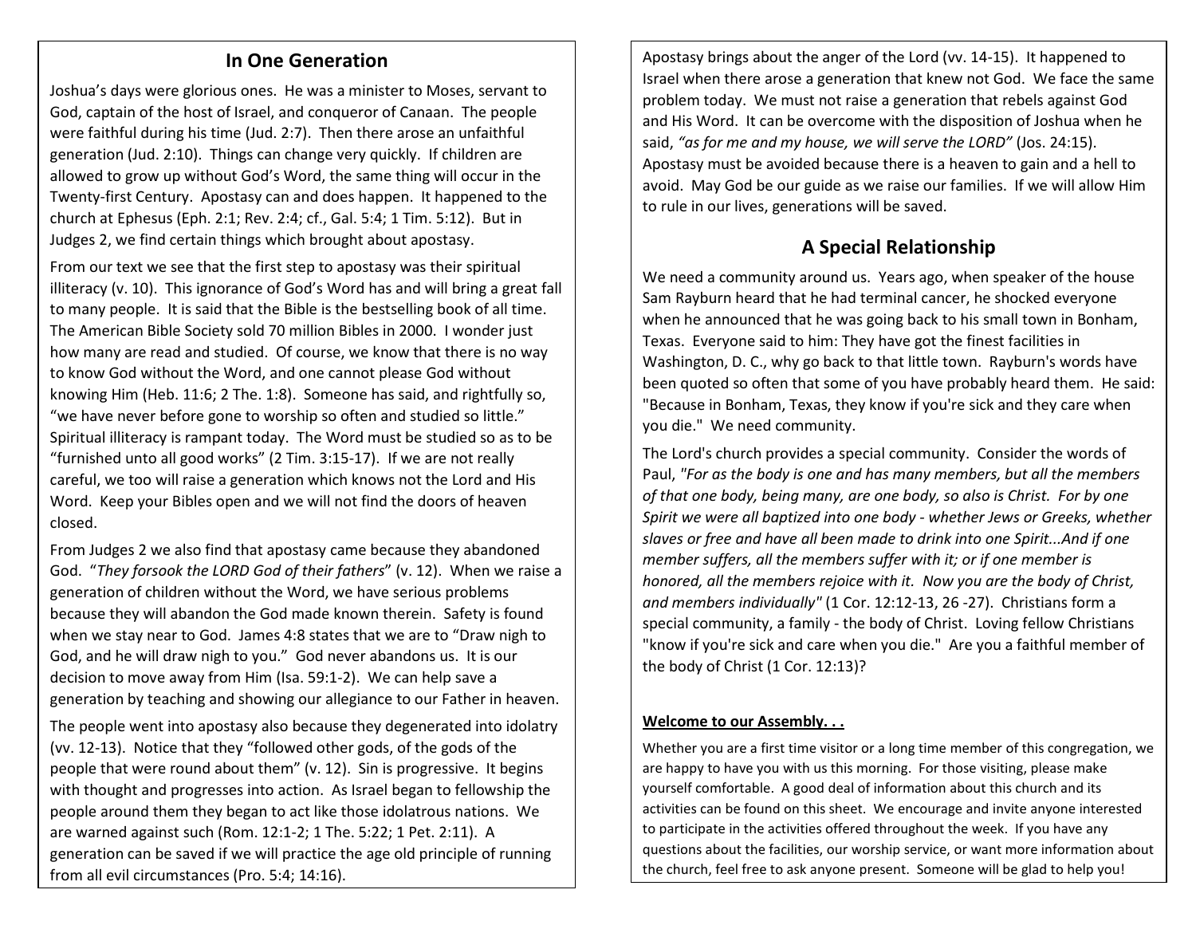## In One Generation

Joshua's days were glorious ones. He was a minister to Moses, servant to God, captain of the host of Israel, and conqueror of Canaan. The people were faithful during his time (Jud. 2:7). Then there arose an unfaithful generation (Jud. 2:10). Things can change very quickly. If children are allowed to grow up without God's Word, the same thing will occur in the Twenty-first Century. Apostasy can and does happen. It happened to the church at Ephesus (Eph. 2:1; Rev. 2:4; cf., Gal. 5:4; 1 Tim. 5:12). But in Judges 2, we find certain things which brought about apostasy.

From our text we see that the first step to apostasy was their spiritual illiteracy (v. 10). This ignorance of God's Word has and will bring a great fall to many people. It is said that the Bible is the bestselling book of all time. The American Bible Society sold 70 million Bibles in 2000. I wonder just how many are read and studied. Of course, we know that there is no way to know God without the Word, and one cannot please God without knowing Him (Heb. 11:6; 2 The. 1:8). Someone has said, and rightfully so, "we have never before gone to worship so often and studied so little." Spiritual illiteracy is rampant today. The Word must be studied so as to be "furnished unto all good works" (2 Tim. 3:15-17). If we are not really careful, we too will raise a generation which knows not the Lord and His Word. Keep your Bibles open and we will not find the doors of heaven closed.

From Judges 2 we also find that apostasy came because they abandoned God. "*They forsook the LORD God of their fathers*" (v. 12). When we raise a generation of children without the Word, we have serious problems because they will abandon the God made known therein. Safety is found when we stay near to God. James 4:8 states that we are to "Draw nigh to God, and he will draw nigh to you." God never abandons us. It is our decision to move away from Him (Isa. 59:1-2). We can help save a generation by teaching and showing our allegiance to our Father in heaven.

The people went into apostasy also because they degenerated into idolatry (vv. 12-13). Notice that they "followed other gods, of the gods of the people that were round about them" (v. 12). Sin is progressive. It begins with thought and progresses into action. As Israel began to fellowship the people around them they began to act like those idolatrous nations. We are warned against such (Rom. 12:1-2; 1 The. 5:22; 1 Pet. 2:11). A generation can be saved if we will practice the age old principle of running from all evil circumstances (Pro. 5:4; 14:16).

Apostasy brings about the anger of the Lord (vv. 14-15). It happened to Israel when there arose a generation that knew not God. We face the same problem today. We must not raise a generation that rebels against God and His Word. It can be overcome with the disposition of Joshua when he said, *"as for me and my house, we will serve the LORD"* (Jos. 24:15). Apostasy must be avoided because there is a heaven to gain and a hell to avoid. May God be our guide as we raise our families. If we will allow Him to rule in our lives, generations will be saved.

## A Special Relationship

We need a community around us. Years ago, when speaker of the house Sam Rayburn heard that he had terminal cancer, he shocked everyone when he announced that he was going back to his small town in Bonham, Texas. Everyone said to him: They have got the finest facilities in Washington, D. C., why go back to that little town. Rayburn's words have been quoted so often that some of you have probably heard them. He said: "Because in Bonham, Texas, they know if you're sick and they care when you die." We need community.

The Lord's church provides a special community. Consider the words of Paul, *"For as the body is one and has many members, but all the members of that one body, being many, are one body, so also is Christ. For by one Spirit we were all baptized into one body - whether Jews or Greeks, whether slaves or free and have all been made to drink into one Spirit...And if one member suffers, all the members suffer with it; or if one member is honored, all the members rejoice with it. Now you are the body of Christ, and members individually"* (1 Cor. 12:12-13, 26 -27). Christians form a special community, a family - the body of Christ. Loving fellow Christians "know if you're sick and care when you die." Are you a faithful member of the body of Christ (1 Cor. 12:13)?

**Welcome to our Assembly. . .**

Whether you are a first time visitor or a long time member of this congregation, we are happy to have you with us this morning. For those visiting, please make yourself comfortable. A good deal of information about this church and its activities can be found on this sheet. We encourage and invite anyone interested to participate in the activities offered throughout the week. If you have any questions about the facilities, our worship service, or want more information about the church, feel free to ask anyone present. Someone will be glad to help you!